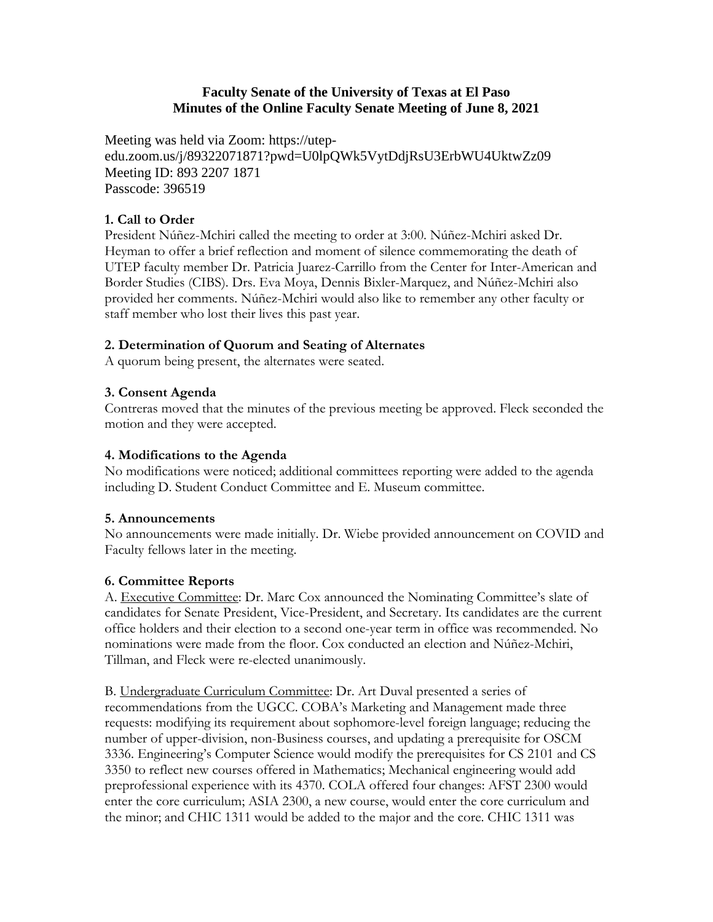**Faculty Senate of the University of Texas at El Paso**
**Minutes of the Online Faculty Senate Meeting of June 8, 2021**

Meeting was held via Zoom: https://utep-edu.zoom.us/j/89322071871?pwd=U0lpQWk5VytDdjRsU3ErbWU4UktwZz09
Meeting ID: 893 2207 1871
Passcode: 396519

### 1. Call to Order

President Núñez-Mchiri called the meeting to order at 3:00. Núñez-Mchiri asked Dr. Heyman to offer a brief reflection and moment of silence commemorating the death of UTEP faculty member Dr. Patricia Juarez-Carrillo from the Center for Inter-American and Border Studies (CIBS). Drs. Eva Moya, Dennis Bixler-Marquez, and Núñez-Mchiri also provided her comments. Núñez-Mchiri would also like to remember any other faculty or staff member who lost their lives this past year.

### 2. Determination of Quorum and Seating of Alternates

A quorum being present, the alternates were seated.

### 3. Consent Agenda

Contreras moved that the minutes of the previous meeting be approved. Fleck seconded the motion and they were accepted.

### 4. Modifications to the Agenda

No modifications were noticed; additional committees reporting were added to the agenda including D. Student Conduct Committee and E. Museum committee.

### 5. Announcements

No announcements were made initially. Dr. Wiebe provided announcement on COVID and Faculty fellows later in the meeting.

### 6. Committee Reports

A. Executive Committee: Dr. Marc Cox announced the Nominating Committee's slate of candidates for Senate President, Vice-President, and Secretary. Its candidates are the current office holders and their election to a second one-year term in office was recommended. No nominations were made from the floor. Cox conducted an election and Núñez-Mchiri, Tillman, and Fleck were re-elected unanimously.

B. Undergraduate Curriculum Committee: Dr. Art Duval presented a series of recommendations from the UGCC. COBA's Marketing and Management made three requests: modifying its requirement about sophomore-level foreign language; reducing the number of upper-division, non-Business courses, and updating a prerequisite for OSCM 3336. Engineering's Computer Science would modify the prerequisites for CS 2101 and CS 3350 to reflect new courses offered in Mathematics; Mechanical engineering would add preprofessional experience with its 4370. COLA offered four changes: AFST 2300 would enter the core curriculum; ASIA 2300, a new course, would enter the core curriculum and the minor; and CHIC 1311 would be added to the major and the core. CHIC 1311 was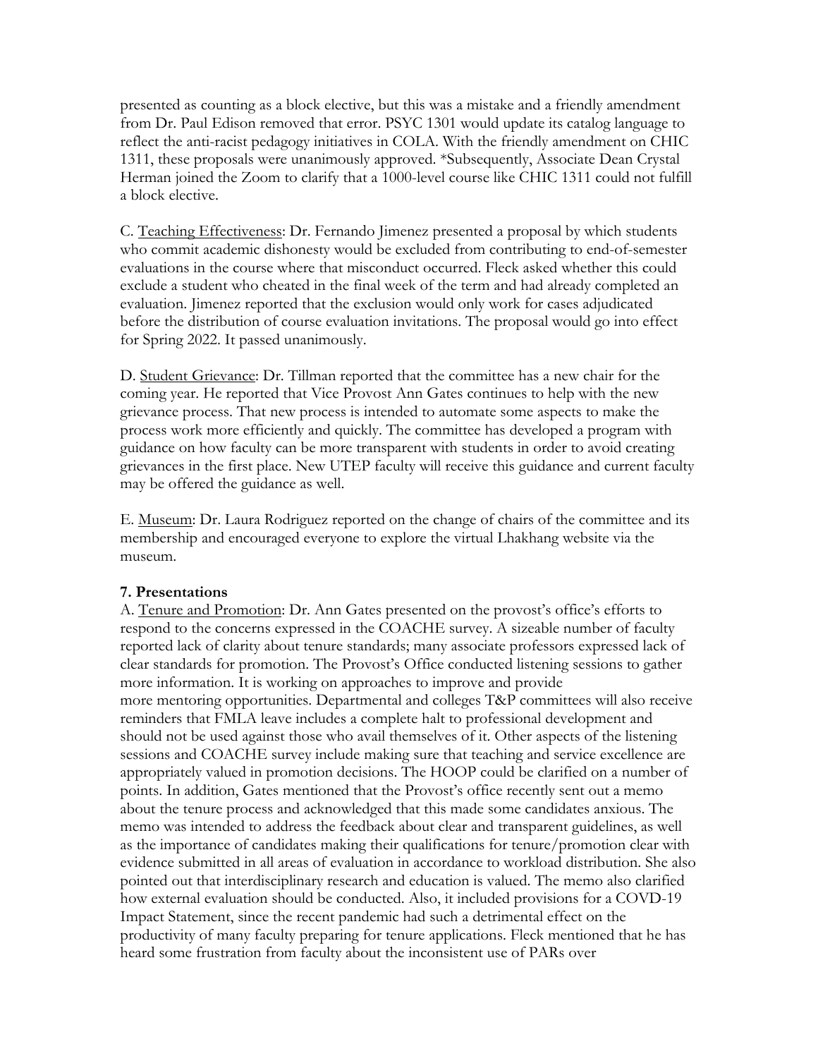presented as counting as a block elective, but this was a mistake and a friendly amendment from Dr. Paul Edison removed that error. PSYC 1301 would update its catalog language to reflect the anti-racist pedagogy initiatives in COLA. With the friendly amendment on CHIC 1311, these proposals were unanimously approved. *Subsequently, Associate Dean Crystal Herman joined the Zoom to clarify that a 1000-level course like CHIC 1311 could not fulfill a block elective.

C. <u>Teaching Effectiveness</u>: Dr. Fernando Jimenez presented a proposal by which students who commit academic dishonesty would be excluded from contributing to end-of-semester evaluations in the course where that misconduct occurred. Fleck asked whether this could exclude a student who cheated in the final week of the term and had already completed an evaluation. Jimenez reported that the exclusion would only work for cases adjudicated before the distribution of course evaluation invitations. The proposal would go into effect for Spring 2022. It passed unanimously.

D. <u>Student Grievance</u>: Dr. Tillman reported that the committee has a new chair for the coming year. He reported that Vice Provost Ann Gates continues to help with the new grievance process. That new process is intended to automate some aspects to make the process work more efficiently and quickly. The committee has developed a program with guidance on how faculty can be more transparent with students in order to avoid creating grievances in the first place. New UTEP faculty will receive this guidance and current faculty may be offered the guidance as well.

E. <u>Museum</u>: Dr. Laura Rodriguez reported on the change of chairs of the committee and its membership and encouraged everyone to explore the virtual Lhakhang website via the museum.

**7. Presentations**

A. <u>Tenure and Promotion</u>: Dr. Ann Gates presented on the provost's office's efforts to respond to the concerns expressed in the COACHE survey. A sizeable number of faculty reported lack of clarity about tenure standards; many associate professors expressed lack of clear standards for promotion. The Provost's Office conducted listening sessions to gather more information. It is working on approaches to improve and provide more mentoring opportunities. Departmental and colleges T&P committees will also receive reminders that FMLA leave includes a complete halt to professional development and should not be used against those who avail themselves of it. Other aspects of the listening sessions and COACHE survey include making sure that teaching and service excellence are appropriately valued in promotion decisions. The HOOP could be clarified on a number of points. In addition, Gates mentioned that the Provost's office recently sent out a memo about the tenure process and acknowledged that this made some candidates anxious. The memo was intended to address the feedback about clear and transparent guidelines, as well as the importance of candidates making their qualifications for tenure/promotion clear with evidence submitted in all areas of evaluation in accordance to workload distribution. She also pointed out that interdisciplinary research and education is valued. The memo also clarified how external evaluation should be conducted. Also, it included provisions for a COVD-19 Impact Statement, since the recent pandemic had such a detrimental effect on the productivity of many faculty preparing for tenure applications. Fleck mentioned that he has heard some frustration from faculty about the inconsistent use of PARs over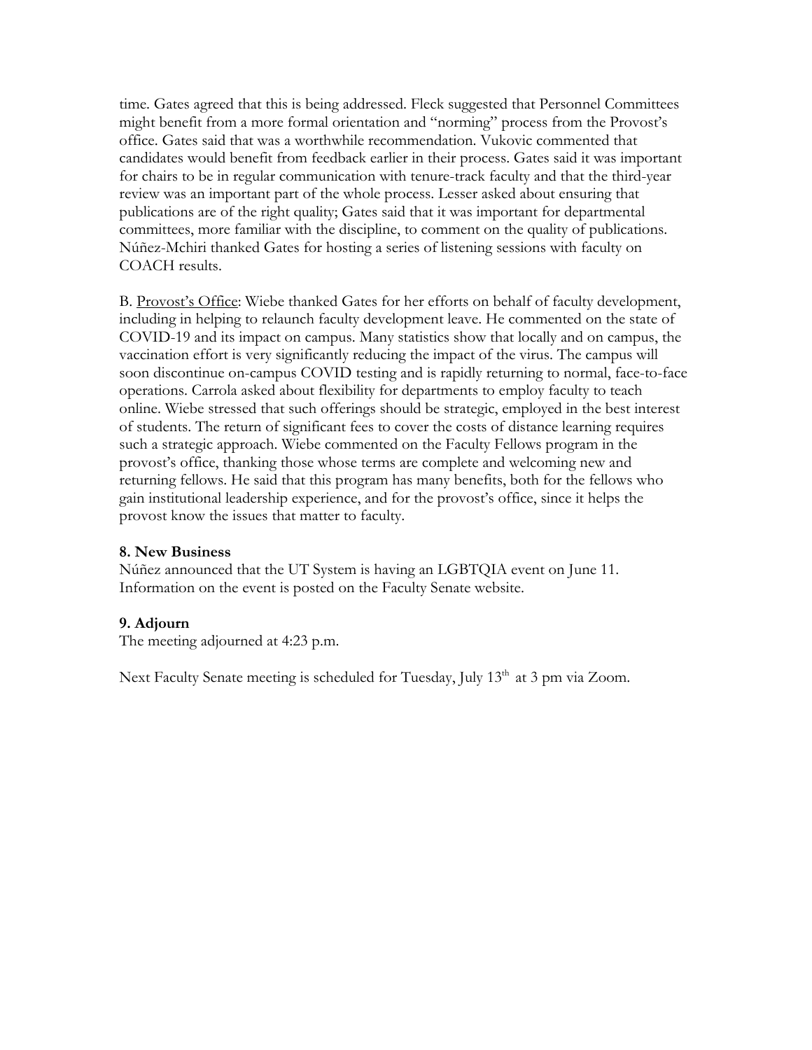time. Gates agreed that this is being addressed. Fleck suggested that Personnel Committees might benefit from a more formal orientation and "norming" process from the Provost's office. Gates said that was a worthwhile recommendation. Vukovic commented that candidates would benefit from feedback earlier in their process. Gates said it was important for chairs to be in regular communication with tenure-track faculty and that the third-year review was an important part of the whole process. Lesser asked about ensuring that publications are of the right quality; Gates said that it was important for departmental committees, more familiar with the discipline, to comment on the quality of publications. Núñez-Mchiri thanked Gates for hosting a series of listening sessions with faculty on COACH results.

B. Provost's Office: Wiebe thanked Gates for her efforts on behalf of faculty development, including in helping to relaunch faculty development leave. He commented on the state of COVID-19 and its impact on campus. Many statistics show that locally and on campus, the vaccination effort is very significantly reducing the impact of the virus. The campus will soon discontinue on-campus COVID testing and is rapidly returning to normal, face-to-face operations. Carrola asked about flexibility for departments to employ faculty to teach online. Wiebe stressed that such offerings should be strategic, employed in the best interest of students. The return of significant fees to cover the costs of distance learning requires such a strategic approach. Wiebe commented on the Faculty Fellows program in the provost's office, thanking those whose terms are complete and welcoming new and returning fellows. He said that this program has many benefits, both for the fellows who gain institutional leadership experience, and for the provost's office, since it helps the provost know the issues that matter to faculty.

**8. New Business**

Núñez announced that the UT System is having an LGBTQIA event on June 11. Information on the event is posted on the Faculty Senate website.

**9. Adjourn**

The meeting adjourned at 4:23 p.m.

Next Faculty Senate meeting is scheduled for Tuesday, July 13th at 3 pm via Zoom.